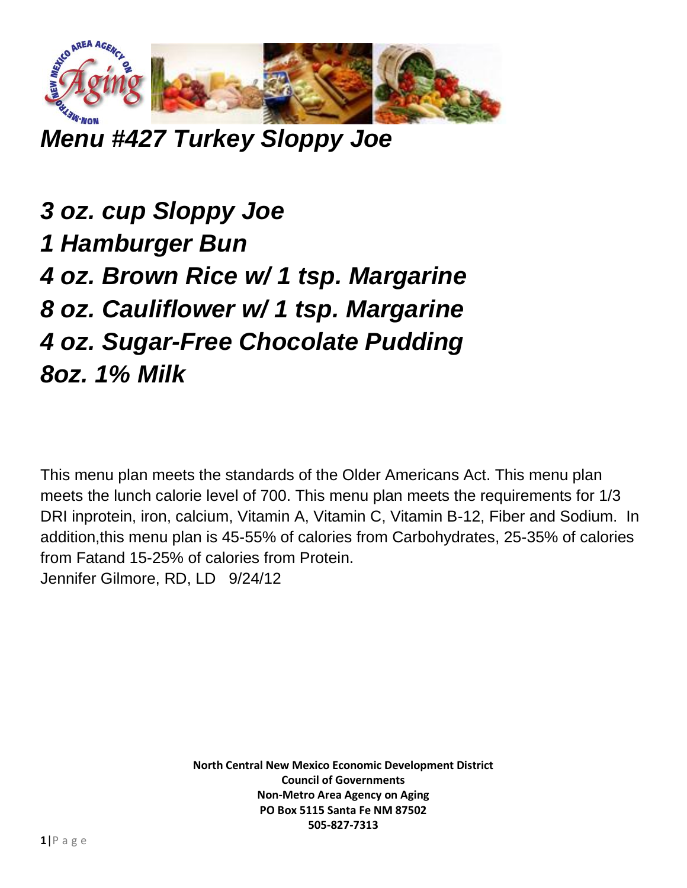# *Menu #427 Turkey Sloppy Joe*

***3 oz. cup Sloppy Joe***
***1 Hamburger Bun***
***4 oz. Brown Rice w/ 1 tsp. Margarine***
***8 oz. Cauliflower w/ 1 tsp. Margarine***
***4 oz. Sugar-Free Chocolate Pudding***
***8oz. 1% Milk***

This menu plan meets the standards of the Older Americans Act. This menu plan meets the lunch calorie level of 700. This menu plan meets the requirements for 1/3 DRI inprotein, iron, calcium, Vitamin A, Vitamin C, Vitamin B-12, Fiber and Sodium. In addition,this menu plan is 45-55% of calories from Carbohydrates, 25-35% of calories from Fatand 15-25% of calories from Protein.
Jennifer Gilmore, RD, LD 9/24/12

**North Central New Mexico Economic Development District**
**Council of Governments**
**Non-Metro Area Agency on Aging**
**PO Box 5115 Santa Fe NM 87502**
**505-827-7313**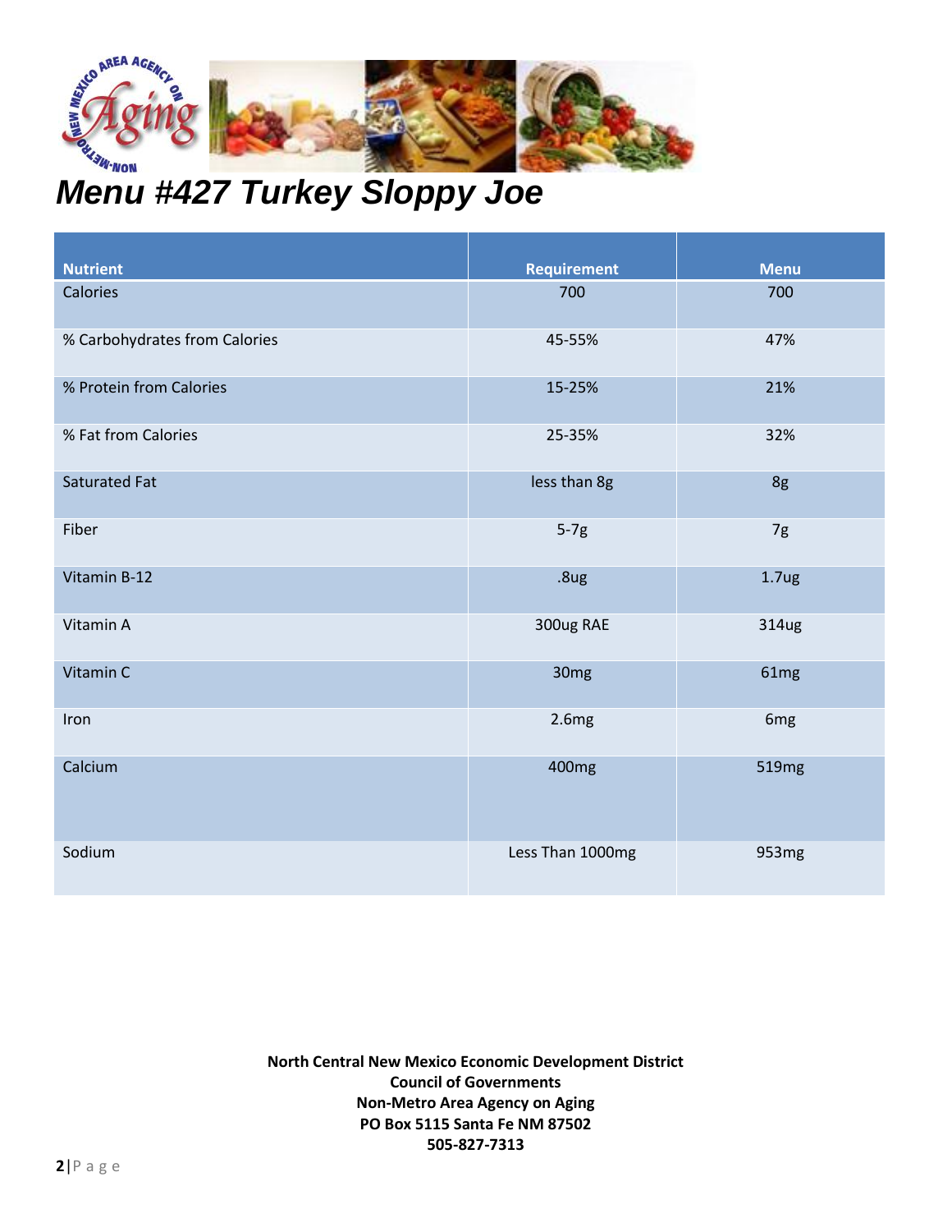# *Menu #427 Turkey Sloppy Joe*

| Nutrient | Requirement | Menu |
|---|---|---|
| Calories | 700 | 700 |
| % Carbohydrates from Calories | 45-55% | 47% |
| % Protein from Calories | 15-25% | 21% |
| % Fat from Calories | 25-35% | 32% |
| Saturated Fat | less than 8g | 8g |
| Fiber | 5-7g | 7g |
| Vitamin B-12 | .8ug | 1.7ug |
| Vitamin A | 300ug RAE | 314ug |
| Vitamin C | 30mg | 61mg |
| Iron | 2.6mg | 6mg |
| Calcium | 400mg | 519mg |
| Sodium | Less Than 1000mg | 953mg |

**North Central New Mexico Economic Development District**
**Council of Governments**
**Non-Metro Area Agency on Aging**
**PO Box 5115 Santa Fe NM 87502**
**505-827-7313**